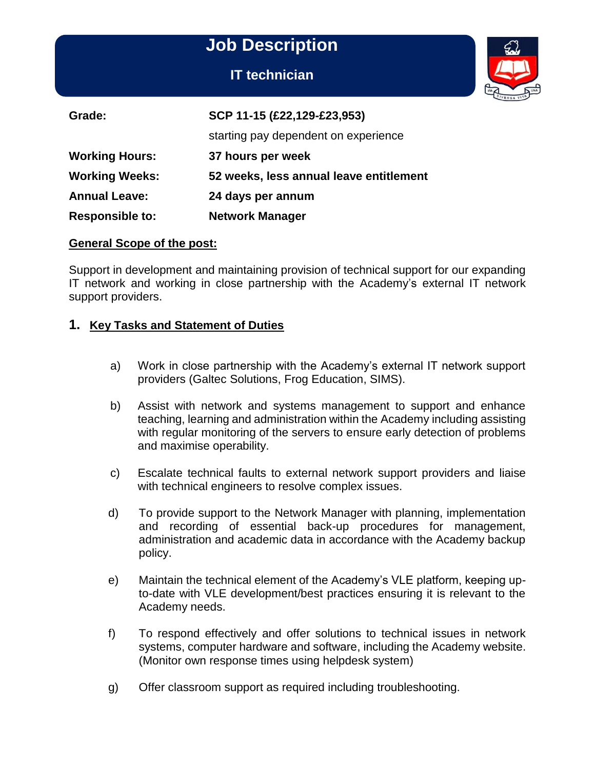# Job Description

## IT technician

| | |
|---|---|
| **Grade:** | **SCP 11-15 (£22,129-£23,953)** |
| | starting pay dependent on experience |
| **Working Hours:** | **37 hours per week** |
| **Working Weeks:** | **52 weeks, less annual leave entitlement** |
| **Annual Leave:** | **24 days per annum** |
| **Responsible to:** | **Network Manager** |

**General Scope of the post:**

Support in development and maintaining provision of technical support for our expanding IT network and working in close partnership with the Academy's external IT network support providers.

## 1. Key Tasks and Statement of Duties

a) Work in close partnership with the Academy's external IT network support providers (Galtec Solutions, Frog Education, SIMS).

b) Assist with network and systems management to support and enhance teaching, learning and administration within the Academy including assisting with regular monitoring of the servers to ensure early detection of problems and maximise operability.

c) Escalate technical faults to external network support providers and liaise with technical engineers to resolve complex issues.

d) To provide support to the Network Manager with planning, implementation and recording of essential back-up procedures for management, administration and academic data in accordance with the Academy backup policy.

e) Maintain the technical element of the Academy's VLE platform, keeping up-to-date with VLE development/best practices ensuring it is relevant to the Academy needs.

f) To respond effectively and offer solutions to technical issues in network systems, computer hardware and software, including the Academy website. (Monitor own response times using helpdesk system)

g) Offer classroom support as required including troubleshooting.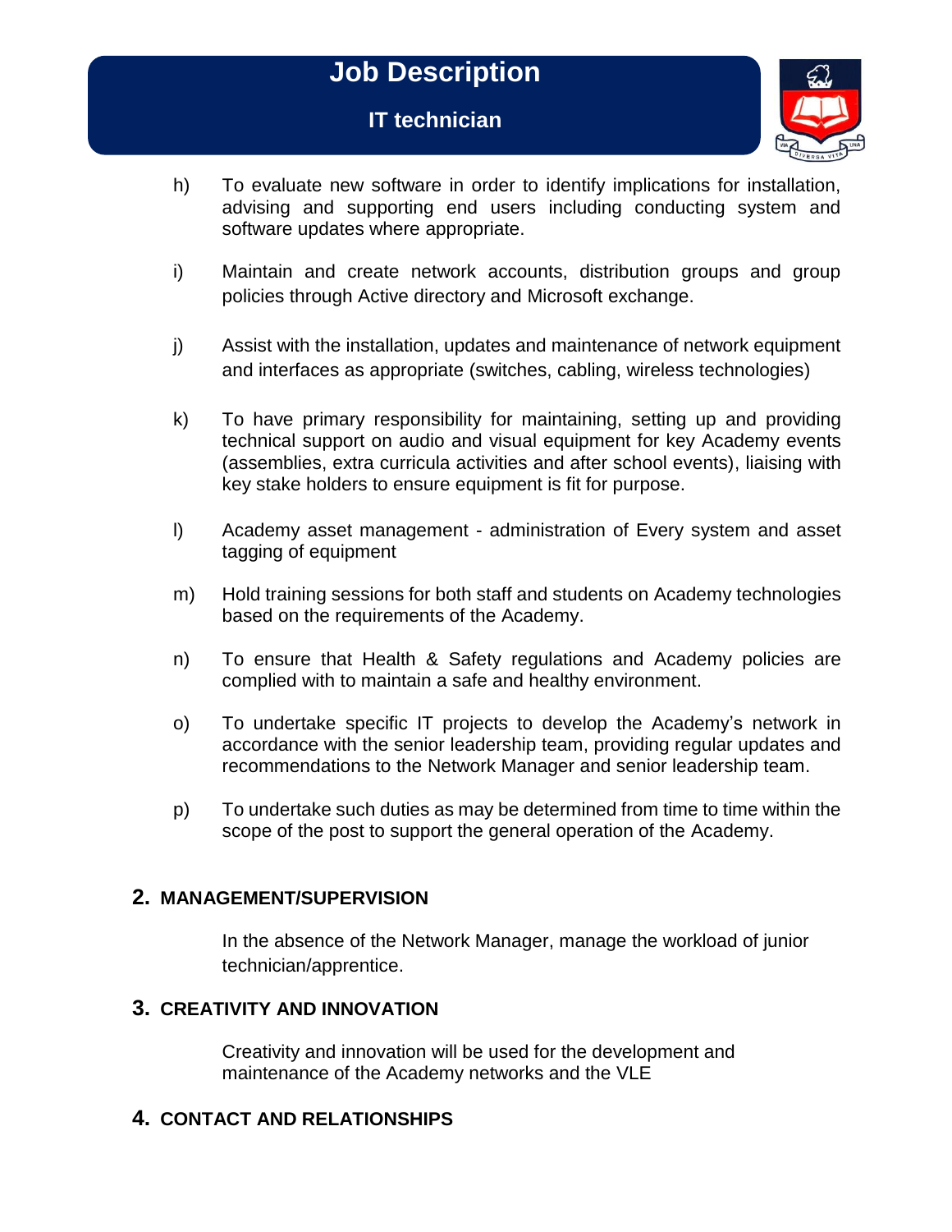h) To evaluate new software in order to identify implications for installation, advising and supporting end users including conducting system and software updates where appropriate.

i) Maintain and create network accounts, distribution groups and group policies through Active directory and Microsoft exchange.

j) Assist with the installation, updates and maintenance of network equipment and interfaces as appropriate (switches, cabling, wireless technologies)

k) To have primary responsibility for maintaining, setting up and providing technical support on audio and visual equipment for key Academy events (assemblies, extra curricula activities and after school events), liaising with key stake holders to ensure equipment is fit for purpose.

l) Academy asset management - administration of Every system and asset tagging of equipment

m) Hold training sessions for both staff and students on Academy technologies based on the requirements of the Academy.

n) To ensure that Health & Safety regulations and Academy policies are complied with to maintain a safe and healthy environment.

o) To undertake specific IT projects to develop the Academy's network in accordance with the senior leadership team, providing regular updates and recommendations to the Network Manager and senior leadership team.

p) To undertake such duties as may be determined from time to time within the scope of the post to support the general operation of the Academy.

## 2. MANAGEMENT/SUPERVISION

In the absence of the Network Manager, manage the workload of junior technician/apprentice.

## 3. CREATIVITY AND INNOVATION

Creativity and innovation will be used for the development and maintenance of the Academy networks and the VLE

## 4. CONTACT AND RELATIONSHIPS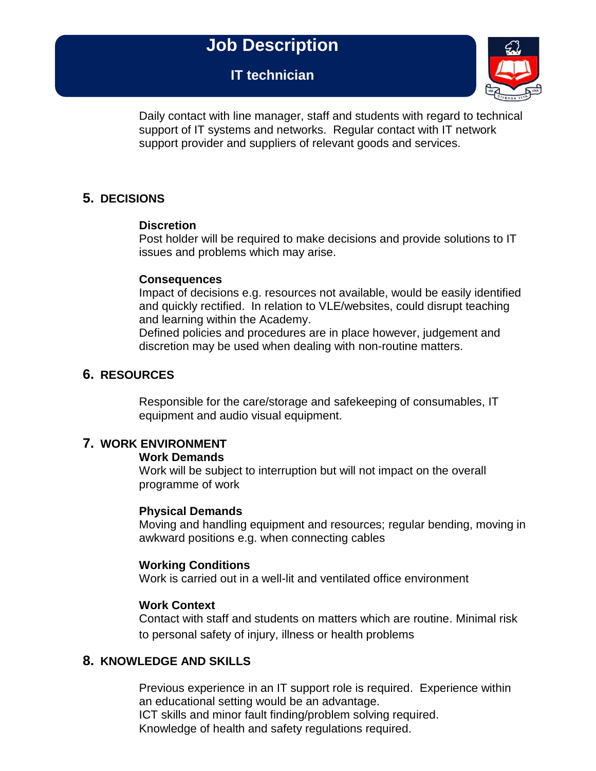Daily contact with line manager, staff and students with regard to technical support of IT systems and networks. Regular contact with IT network support provider and suppliers of relevant goods and services.

## 5. DECISIONS

**Discretion**
Post holder will be required to make decisions and provide solutions to IT issues and problems which may arise.

**Consequences**
Impact of decisions e.g. resources not available, would be easily identified and quickly rectified. In relation to VLE/websites, could disrupt teaching and learning within the Academy.
Defined policies and procedures are in place however, judgement and discretion may be used when dealing with non-routine matters.

## 6. RESOURCES

Responsible for the care/storage and safekeeping of consumables, IT equipment and audio visual equipment.

## 7. WORK ENVIRONMENT

**Work Demands**
Work will be subject to interruption but will not impact on the overall programme of work

**Physical Demands**
Moving and handling equipment and resources; regular bending, moving in awkward positions e.g. when connecting cables

**Working Conditions**
Work is carried out in a well-lit and ventilated office environment

**Work Context**
Contact with staff and students on matters which are routine. Minimal risk to personal safety of injury, illness or health problems

## 8. KNOWLEDGE AND SKILLS

Previous experience in an IT support role is required. Experience within an educational setting would be an advantage.
ICT skills and minor fault finding/problem solving required.
Knowledge of health and safety regulations required.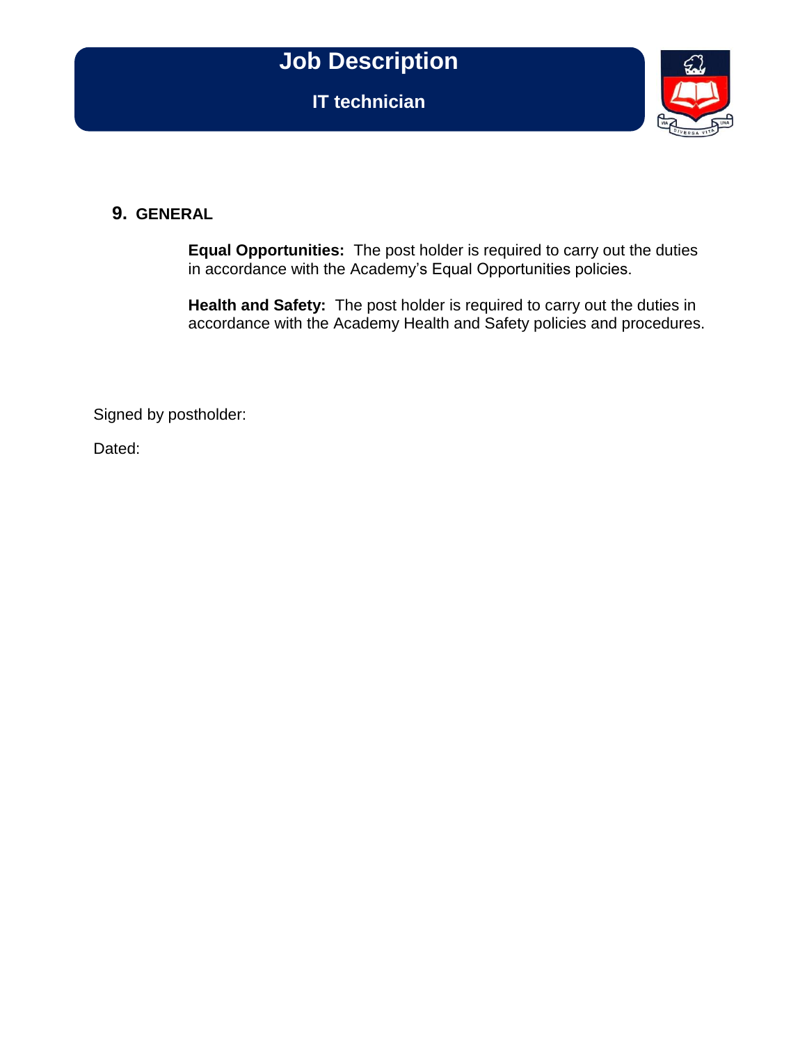## 9. GENERAL

**Equal Opportunities:** The post holder is required to carry out the duties in accordance with the Academy's Equal Opportunities policies.

**Health and Safety:** The post holder is required to carry out the duties in accordance with the Academy Health and Safety policies and procedures.

Signed by postholder:

Dated: